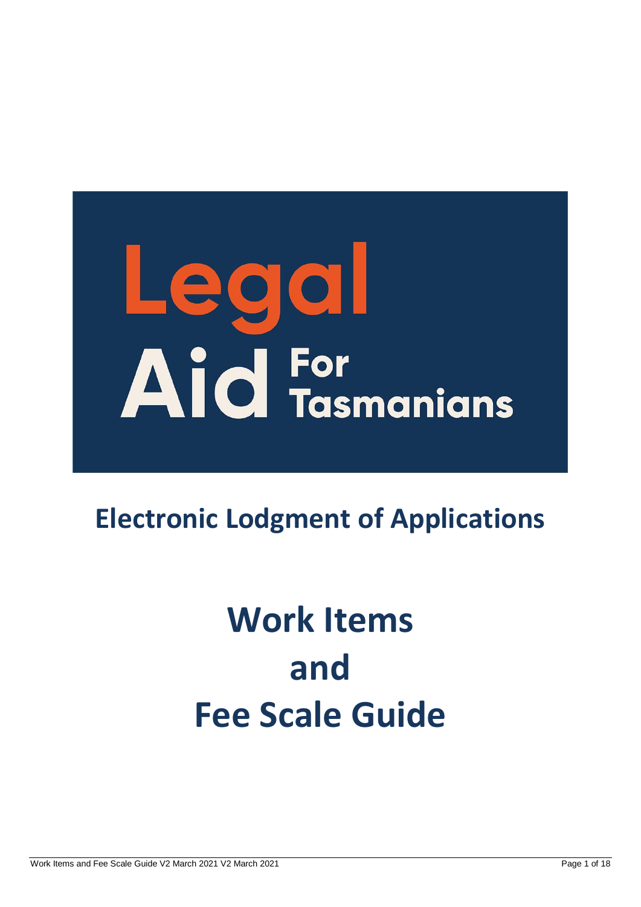Legal Aid For Tasmanians

# Electronic Lodgment of Applications

# Work Items and Fee Scale Guide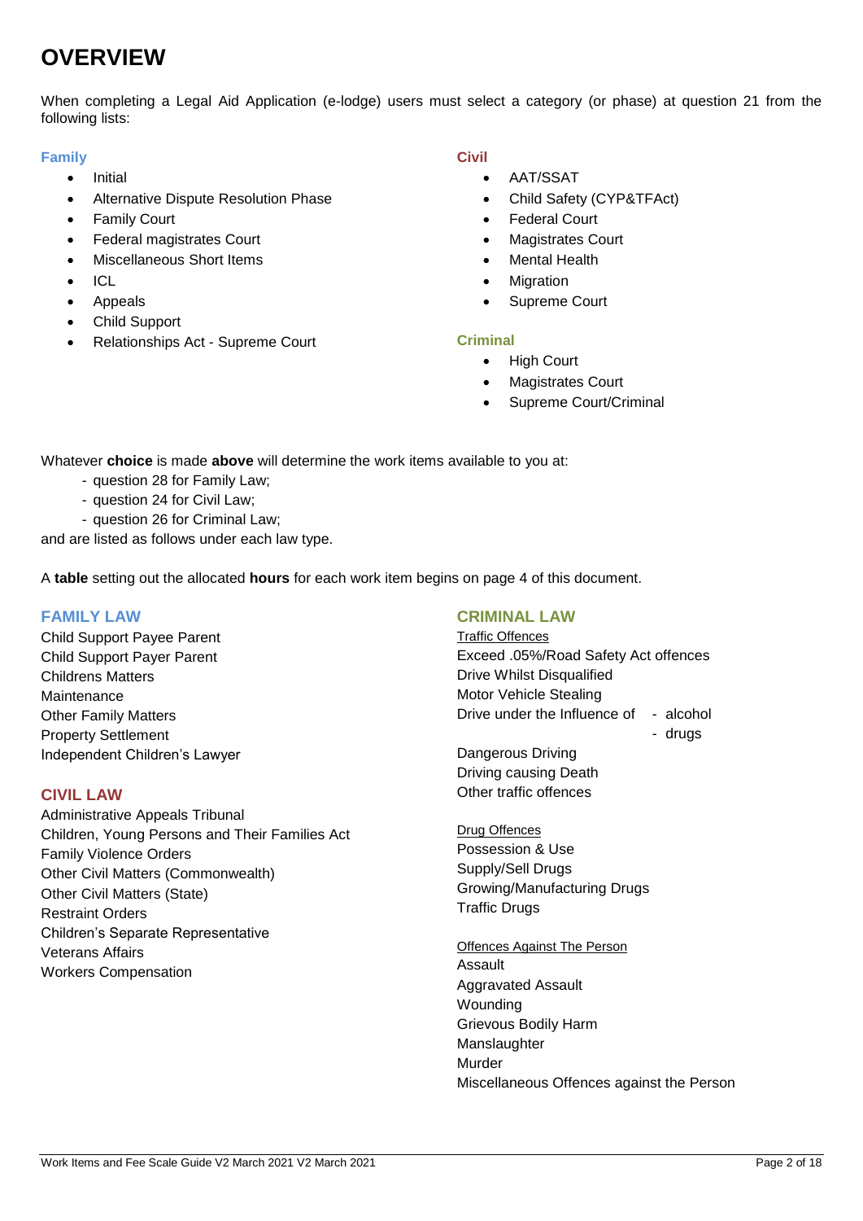# OVERVIEW

When completing a Legal Aid Application (e-lodge) users must select a category (or phase) at question 21 from the following lists:

**Family**

- Initial
- Alternative Dispute Resolution Phase
- Family Court
- Federal magistrates Court
- Miscellaneous Short Items
- ICL
- Appeals
- Child Support
- Relationships Act - Supreme Court

**Civil**

- AAT/SSAT
- Child Safety (CYP&TFAct)
- Federal Court
- Magistrates Court
- Mental Health
- Migration
- Supreme Court

**Criminal**

- High Court
- Magistrates Court
- Supreme Court/Criminal

Whatever **choice** is made **above** will determine the work items available to you at:

- question 28 for Family Law;
- question 24 for Civil Law;
- question 26 for Criminal Law;

and are listed as follows under each law type.

A **table** setting out the allocated **hours** for each work item begins on page 4 of this document.

## FAMILY LAW

Child Support Payee Parent
Child Support Payer Parent
Childrens Matters
Maintenance
Other Family Matters
Property Settlement
Independent Children's Lawyer

## CIVIL LAW

Administrative Appeals Tribunal
Children, Young Persons and Their Families Act
Family Violence Orders
Other Civil Matters (Commonwealth)
Other Civil Matters (State)
Restraint Orders
Children's Separate Representative
Veterans Affairs
Workers Compensation

## CRIMINAL LAW

Traffic Offences
Exceed .05%/Road Safety Act offences
Drive Whilst Disqualified
Motor Vehicle Stealing
Drive under the Influence of
- alcohol
- drugs

Dangerous Driving
Driving causing Death
Other traffic offences

Drug Offences
Possession & Use
Supply/Sell Drugs
Growing/Manufacturing Drugs
Traffic Drugs

Offences Against The Person
Assault
Aggravated Assault
Wounding
Grievous Bodily Harm
Manslaughter
Murder
Miscellaneous Offences against the Person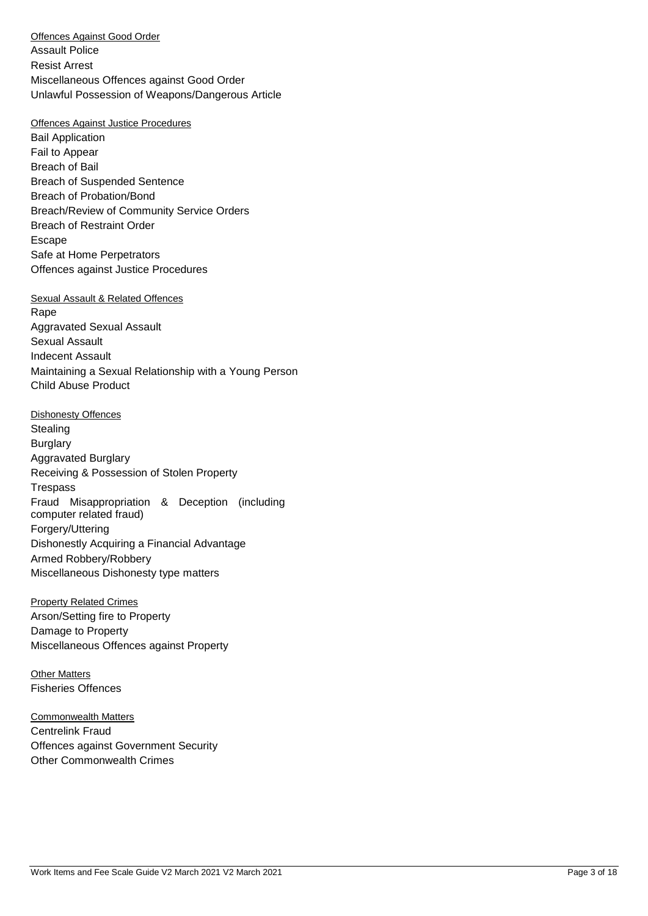Offences Against Good Order

Assault Police

Resist Arrest

Miscellaneous Offences against Good Order

Unlawful Possession of Weapons/Dangerous Article

Offences Against Justice Procedures

Bail Application

Fail to Appear

Breach of Bail

Breach of Suspended Sentence

Breach of Probation/Bond

Breach/Review of Community Service Orders

Breach of Restraint Order

Escape

Safe at Home Perpetrators

Offences against Justice Procedures

Sexual Assault & Related Offences

Rape

Aggravated Sexual Assault

Sexual Assault

Indecent Assault

Maintaining a Sexual Relationship with a Young Person

Child Abuse Product

Dishonesty Offences

Stealing

Burglary

Aggravated Burglary

Receiving & Possession of Stolen Property

Trespass

Fraud Misappropriation & Deception (including computer related fraud)

Forgery/Uttering

Dishonestly Acquiring a Financial Advantage

Armed Robbery/Robbery

Miscellaneous Dishonesty type matters

Property Related Crimes

Arson/Setting fire to Property

Damage to Property

Miscellaneous Offences against Property

Other Matters

Fisheries Offences

Commonwealth Matters

Centrelink Fraud

Offences against Government Security

Other Commonwealth Crimes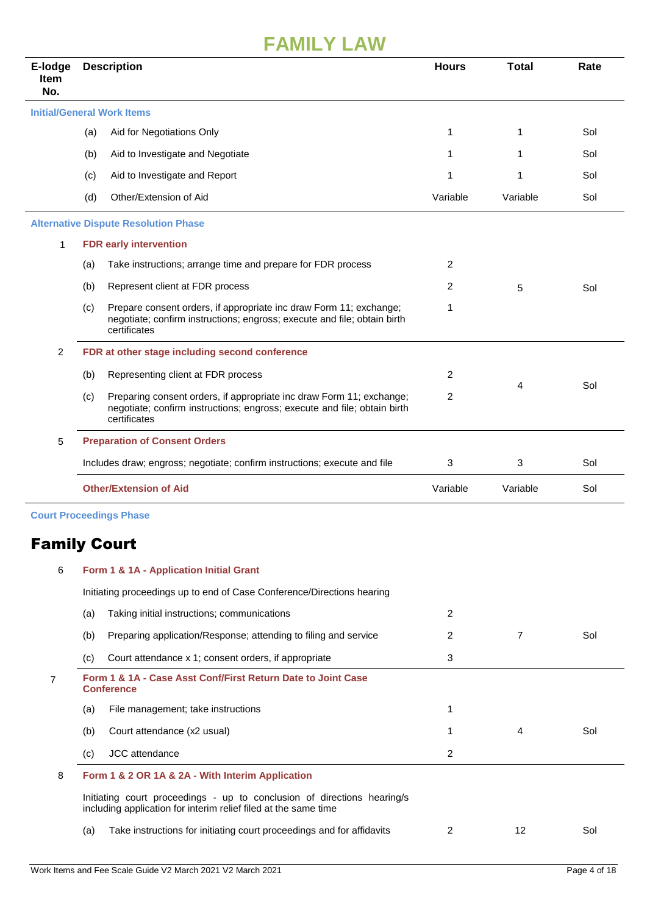# FAMILY LAW

| E-lodge Item No. | Description | | Hours | Total | Rate |
|---|---|---|---|---|---|
| **Initial/General Work Items** | | | | | |
| | (a) | Aid for Negotiations Only | 1 | 1 | Sol |
| | (b) | Aid to Investigate and Negotiate | 1 | 1 | Sol |
| | (c) | Aid to Investigate and Report | 1 | 1 | Sol |
| | (d) | Other/Extension of Aid | Variable | Variable | Sol |
| **Alternative Dispute Resolution Phase** | | | | | |
| 1 | **FDR early intervention** | | | | |
| | (a) | Take instructions; arrange time and prepare for FDR process | 2 | | |
| | (b) | Represent client at FDR process | 2 | 5 | Sol |
| | (c) | Prepare consent orders, if appropriate inc draw Form 11; exchange; negotiate; confirm instructions; engross; execute and file; obtain birth certificates | 1 | | |
| 2 | **FDR at other stage including second conference** | | | | |
| | (b) | Representing client at FDR process | 2 | 4 | Sol |
| | (c) | Preparing consent orders, if appropriate inc draw Form 11; exchange; negotiate; confirm instructions; engross; execute and file; obtain birth certificates | 2 | | |
| 5 | **Preparation of Consent Orders** | | | | |
| | Includes draw; engross; negotiate; confirm instructions; execute and file | | 3 | 3 | Sol |
| | **Other/Extension of Aid** | | Variable | Variable | Sol |
| **Court Proceedings Phase** | | | | | |

## Family Court

| E-lodge Item No. | Description | | Hours | Total | Rate |
|---|---|---|---|---|---|
| 6 | **Form 1 & 1A - Application Initial Grant** | | | | |
| | Initiating proceedings up to end of Case Conference/Directions hearing | | | | |
| | (a) | Taking initial instructions; communications | 2 | | |
| | (b) | Preparing application/Response; attending to filing and service | 2 | 7 | Sol |
| | (c) | Court attendance x 1; consent orders, if appropriate | 3 | | |
| 7 | **Form 1 & 1A - Case Asst Conf/First Return Date to Joint Case Conference** | | | | |
| | (a) | File management; take instructions | 1 | | |
| | (b) | Court attendance (x2 usual) | 1 | 4 | Sol |
| | (c) | JCC attendance | 2 | | |
| 8 | **Form 1 & 2 OR 1A & 2A - With Interim Application** | | | | |
| | Initiating court proceedings - up to conclusion of directions hearing/s including application for interim relief filed at the same time | | | | |
| | (a) | Take instructions for initiating court proceedings and for affidavits | 2 | 12 | Sol |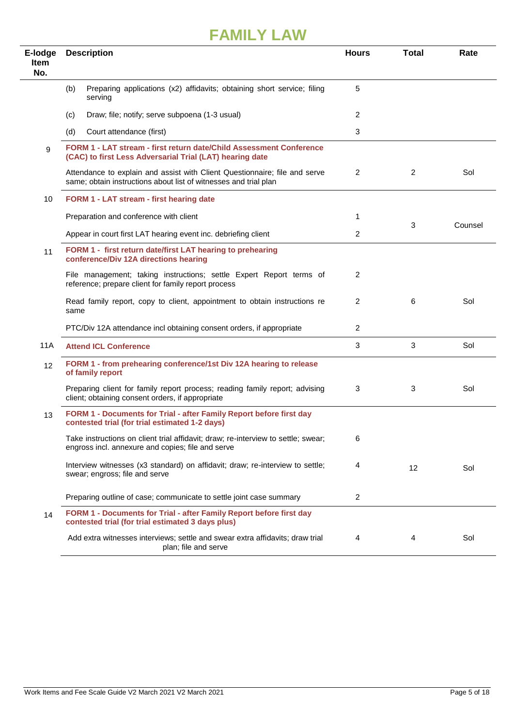# FAMILY LAW

| E-lodge Item No. | Description | Hours | Total | Rate |
|---|---|---|---|---|
| | (b) Preparing applications (x2) affidavits; obtaining short service; filing serving | 5 | | |
| | (c) Draw; file; notify; serve subpoena (1-3 usual) | 2 | | |
| | (d) Court attendance (first) | 3 | | |
| 9 | **FORM 1 - LAT stream - first return date/Child Assessment Conference (CAC) to first Less Adversarial Trial (LAT) hearing date** | | | |
| | Attendance to explain and assist with Client Questionnaire; file and serve same; obtain instructions about list of witnesses and trial plan | 2 | 2 | Sol |
| 10 | **FORM 1 - LAT stream - first hearing date** | | | |
| | Preparation and conference with client | 1 | 3 | Counsel |
| | Appear in court first LAT hearing event inc. debriefing client | 2 | | |
| 11 | **FORM 1 - first return date/first LAT hearing to prehearing conference/Div 12A directions hearing** | | | |
| | File management; taking instructions; settle Expert Report terms of reference; prepare client for family report process | 2 | 6 | Sol |
| | Read family report, copy to client, appointment to obtain instructions re same | 2 | | |
| | PTC/Div 12A attendance incl obtaining consent orders, if appropriate | 2 | | |
| 11A | **Attend ICL Conference** | 3 | 3 | Sol |
| 12 | **FORM 1 - from prehearing conference/1st Div 12A hearing to release of family report** | | | |
| | Preparing client for family report process; reading family report; advising client; obtaining consent orders, if appropriate | 3 | 3 | Sol |
| 13 | **FORM 1 - Documents for Trial - after Family Report before first day contested trial (for trial estimated 1-2 days)** | | | |
| | Take instructions on client trial affidavit; draw; re-interview to settle; swear; engross incl. annexure and copies; file and serve | 6 | 12 | Sol |
| | Interview witnesses (x3 standard) on affidavit; draw; re-interview to settle; swear; engross; file and serve | 4 | | |
| | Preparing outline of case; communicate to settle joint case summary | 2 | | |
| 14 | **FORM 1 - Documents for Trial - after Family Report before first day contested trial (for trial estimated 3 days plus)** | | | |
| | Add extra witnesses interviews; settle and swear extra affidavits; draw trial plan; file and serve | 4 | 4 | Sol |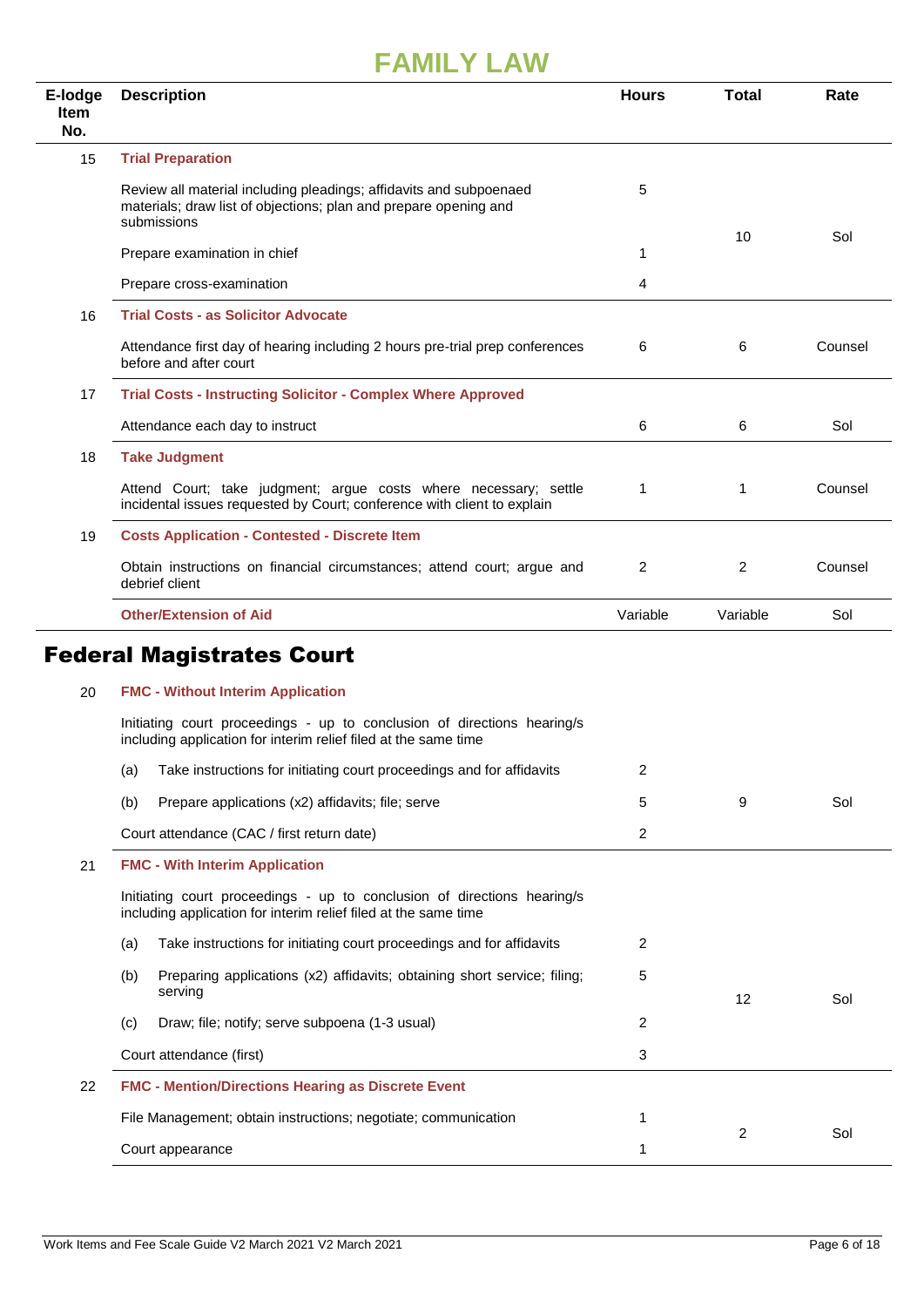# FAMILY LAW

| E-lodge Item No. | Description | Hours | Total | Rate |
|---|---|---|---|---|
| 15 | **Trial Preparation** | | | |
| | Review all material including pleadings; affidavits and subpoenaed materials; draw list of objections; plan and prepare opening and submissions | 5 | 10 | Sol |
| | Prepare examination in chief | 1 | | |
| | Prepare cross-examination | 4 | | |
| 16 | **Trial Costs - as Solicitor Advocate** | | | |
| | Attendance first day of hearing including 2 hours pre-trial prep conferences before and after court | 6 | 6 | Counsel |
| 17 | **Trial Costs - Instructing Solicitor - Complex Where Approved** | | | |
| | Attendance each day to instruct | 6 | 6 | Sol |
| 18 | **Take Judgment** | | | |
| | Attend Court; take judgment; argue costs where necessary; settle incidental issues requested by Court; conference with client to explain | 1 | 1 | Counsel |
| 19 | **Costs Application - Contested - Discrete Item** | | | |
| | Obtain instructions on financial circumstances; attend court; argue and debrief client | 2 | 2 | Counsel |
| | **Other/Extension of Aid** | Variable | Variable | Sol |

## Federal Magistrates Court

| E-lodge Item No. | Description | Hours | Total | Rate |
|---|---|---|---|---|
| 20 | **FMC - Without Interim Application** | | | |
| | Initiating court proceedings - up to conclusion of directions hearing/s including application for interim relief filed at the same time | | | |
| | (a) Take instructions for initiating court proceedings and for affidavits | 2 | 9 | Sol |
| | (b) Prepare applications (x2) affidavits; file; serve | 5 | | |
| | Court attendance (CAC / first return date) | 2 | | |
| 21 | **FMC - With Interim Application** | | | |
| | Initiating court proceedings - up to conclusion of directions hearing/s including application for interim relief filed at the same time | | | |
| | (a) Take instructions for initiating court proceedings and for affidavits | 2 | 12 | Sol |
| | (b) Preparing applications (x2) affidavits; obtaining short service; filing; serving | 5 | | |
| | (c) Draw; file; notify; serve subpoena (1-3 usual) | 2 | | |
| | Court attendance (first) | 3 | | |
| 22 | **FMC - Mention/Directions Hearing as Discrete Event** | | | |
| | File Management; obtain instructions; negotiate; communication | 1 | 2 | Sol |
| | Court appearance | 1 | | |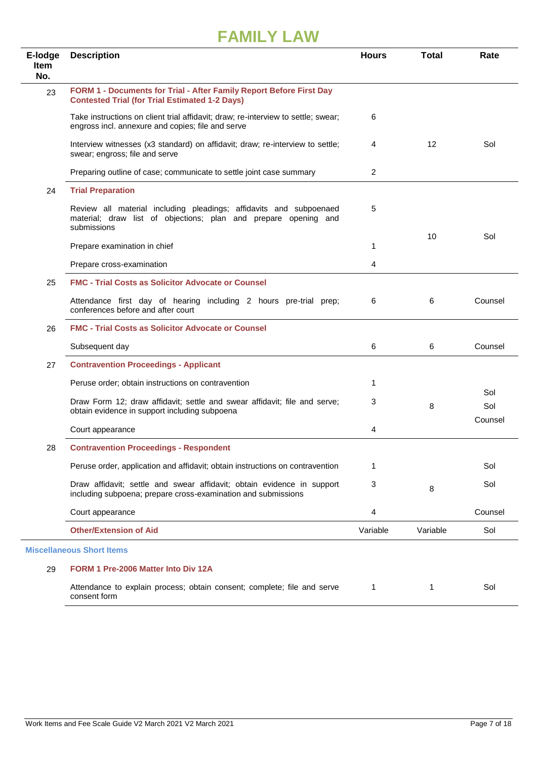# FAMILY LAW

| E-lodge Item No. | Description | Hours | Total | Rate |
|---|---|---|---|---|
| 23 | **FORM 1 - Documents for Trial - After Family Report Before First Day Contested Trial (for Trial Estimated 1-2 Days)** | | | |
| | Take instructions on client trial affidavit; draw; re-interview to settle; swear; engross incl. annexure and copies; file and serve | 6 | | |
| | Interview witnesses (x3 standard) on affidavit; draw; re-interview to settle; swear; engross; file and serve | 4 | 12 | Sol |
| | Preparing outline of case; communicate to settle joint case summary | 2 | | |
| 24 | **Trial Preparation** | | | |
| | Review all material including pleadings; affidavits and subpoenaed material; draw list of objections; plan and prepare opening and submissions | 5 | | |
| | Prepare examination in chief | 1 | 10 | Sol |
| | Prepare cross-examination | 4 | | |
| 25 | **FMC - Trial Costs as Solicitor Advocate or Counsel** | | | |
| | Attendance first day of hearing including 2 hours pre-trial prep; conferences before and after court | 6 | 6 | Counsel |
| 26 | **FMC - Trial Costs as Solicitor Advocate or Counsel** | | | |
| | Subsequent day | 6 | 6 | Counsel |
| 27 | **Contravention Proceedings - Applicant** | | | |
| | Peruse order; obtain instructions on contravention | 1 | | Sol |
| | Draw Form 12; draw affidavit; settle and swear affidavit; file and serve; obtain evidence in support including subpoena | 3 | 8 | Sol |
| | Court appearance | 4 | | Counsel |
| 28 | **Contravention Proceedings - Respondent** | | | |
| | Peruse order, application and affidavit; obtain instructions on contravention | 1 | | Sol |
| | Draw affidavit; settle and swear affidavit; obtain evidence in support including subpoena; prepare cross-examination and submissions | 3 | 8 | Sol |
| | Court appearance | 4 | | Counsel |
| | **Other/Extension of Aid** | Variable | Variable | Sol |

### Miscellaneous Short Items

| E-lodge Item No. | Description | Hours | Total | Rate |
|---|---|---|---|---|
| 29 | **FORM 1 Pre-2006 Matter Into Div 12A** | | | |
| | Attendance to explain process; obtain consent; complete; file and serve consent form | 1 | 1 | Sol |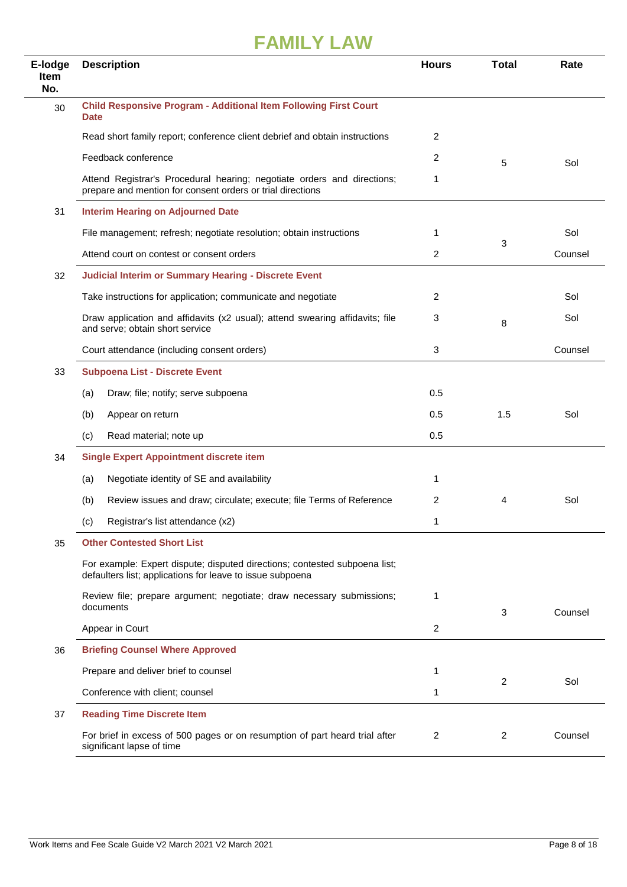# FAMILY LAW

| E-lodge Item No. | Description | Hours | Total | Rate |
|---|---|---|---|---|
| 30 | **Child Responsive Program - Additional Item Following First Court Date** | | | |
| | Read short family report; conference client debrief and obtain instructions | 2 | | |
| | Feedback conference | 2 | 5 | Sol |
| | Attend Registrar's Procedural hearing; negotiate orders and directions; prepare and mention for consent orders or trial directions | 1 | | |
| 31 | **Interim Hearing on Adjourned Date** | | | |
| | File management; refresh; negotiate resolution; obtain instructions | 1 | 3 | Sol |
| | Attend court on contest or consent orders | 2 | | Counsel |
| 32 | **Judicial Interim or Summary Hearing - Discrete Event** | | | |
| | Take instructions for application; communicate and negotiate | 2 | | Sol |
| | Draw application and affidavits (x2 usual); attend swearing affidavits; file and serve; obtain short service | 3 | 8 | Sol |
| | Court attendance (including consent orders) | 3 | | Counsel |
| 33 | **Subpoena List - Discrete Event** | | | |
| | (a) Draw; file; notify; serve subpoena | 0.5 | | |
| | (b) Appear on return | 0.5 | 1.5 | Sol |
| | (c) Read material; note up | 0.5 | | |
| 34 | **Single Expert Appointment discrete item** | | | |
| | (a) Negotiate identity of SE and availability | 1 | | |
| | (b) Review issues and draw; circulate; execute; file Terms of Reference | 2 | 4 | Sol |
| | (c) Registrar's list attendance (x2) | 1 | | |
| 35 | **Other Contested Short List** | | | |
| | For example: Expert dispute; disputed directions; contested subpoena list; defaulters list; applications for leave to issue subpoena | | | |
| | Review file; prepare argument; negotiate; draw necessary submissions; documents | 1 | 3 | Counsel |
| | Appear in Court | 2 | | |
| 36 | **Briefing Counsel Where Approved** | | | |
| | Prepare and deliver brief to counsel | 1 | 2 | Sol |
| | Conference with client; counsel | 1 | | |
| 37 | **Reading Time Discrete Item** | | | |
| | For brief in excess of 500 pages or on resumption of part heard trial after significant lapse of time | 2 | 2 | Counsel |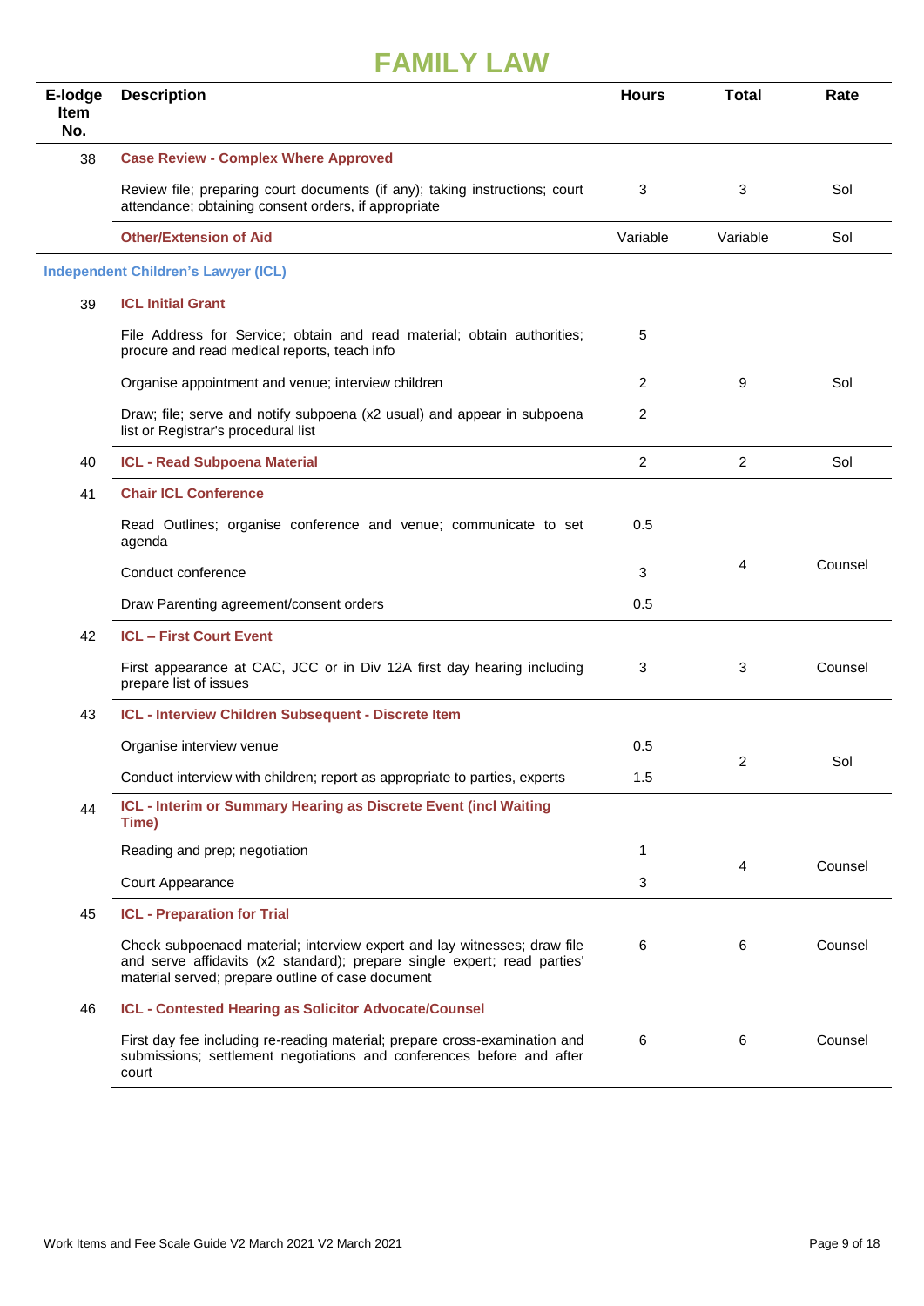# FAMILY LAW

| E-lodge Item No. | Description | Hours | Total | Rate |
|---|---|---|---|---|
| 38 | **Case Review - Complex Where Approved** | | | |
| | Review file; preparing court documents (if any); taking instructions; court attendance; obtaining consent orders, if appropriate | 3 | 3 | Sol |
| | **Other/Extension of Aid** | Variable | Variable | Sol |
| **Independent Children's Lawyer (ICL)** | | | | |
| 39 | **ICL Initial Grant** | | | |
| | File Address for Service; obtain and read material; obtain authorities; procure and read medical reports, teach info | 5 | | |
| | Organise appointment and venue; interview children | 2 | 9 | Sol |
| | Draw; file; serve and notify subpoena (x2 usual) and appear in subpoena list or Registrar's procedural list | 2 | | |
| 40 | **ICL - Read Subpoena Material** | 2 | 2 | Sol |
| 41 | **Chair ICL Conference** | | | |
| | Read Outlines; organise conference and venue; communicate to set agenda | 0.5 | | |
| | Conduct conference | 3 | 4 | Counsel |
| | Draw Parenting agreement/consent orders | 0.5 | | |
| 42 | **ICL – First Court Event** | | | |
| | First appearance at CAC, JCC or in Div 12A first day hearing including prepare list of issues | 3 | 3 | Counsel |
| 43 | **ICL - Interview Children Subsequent - Discrete Item** | | | |
| | Organise interview venue | 0.5 | 2 | Sol |
| | Conduct interview with children; report as appropriate to parties, experts | 1.5 | | |
| 44 | **ICL - Interim or Summary Hearing as Discrete Event (incl Waiting Time)** | | | |
| | Reading and prep; negotiation | 1 | 4 | Counsel |
| | Court Appearance | 3 | | |
| 45 | **ICL - Preparation for Trial** | | | |
| | Check subpoenaed material; interview expert and lay witnesses; draw file and serve affidavits (x2 standard); prepare single expert; read parties' material served; prepare outline of case document | 6 | 6 | Counsel |
| 46 | **ICL - Contested Hearing as Solicitor Advocate/Counsel** | | | |
| | First day fee including re-reading material; prepare cross-examination and submissions; settlement negotiations and conferences before and after court | 6 | 6 | Counsel |

Work Items and Fee Scale Guide V2 March 2021 V2 March 2021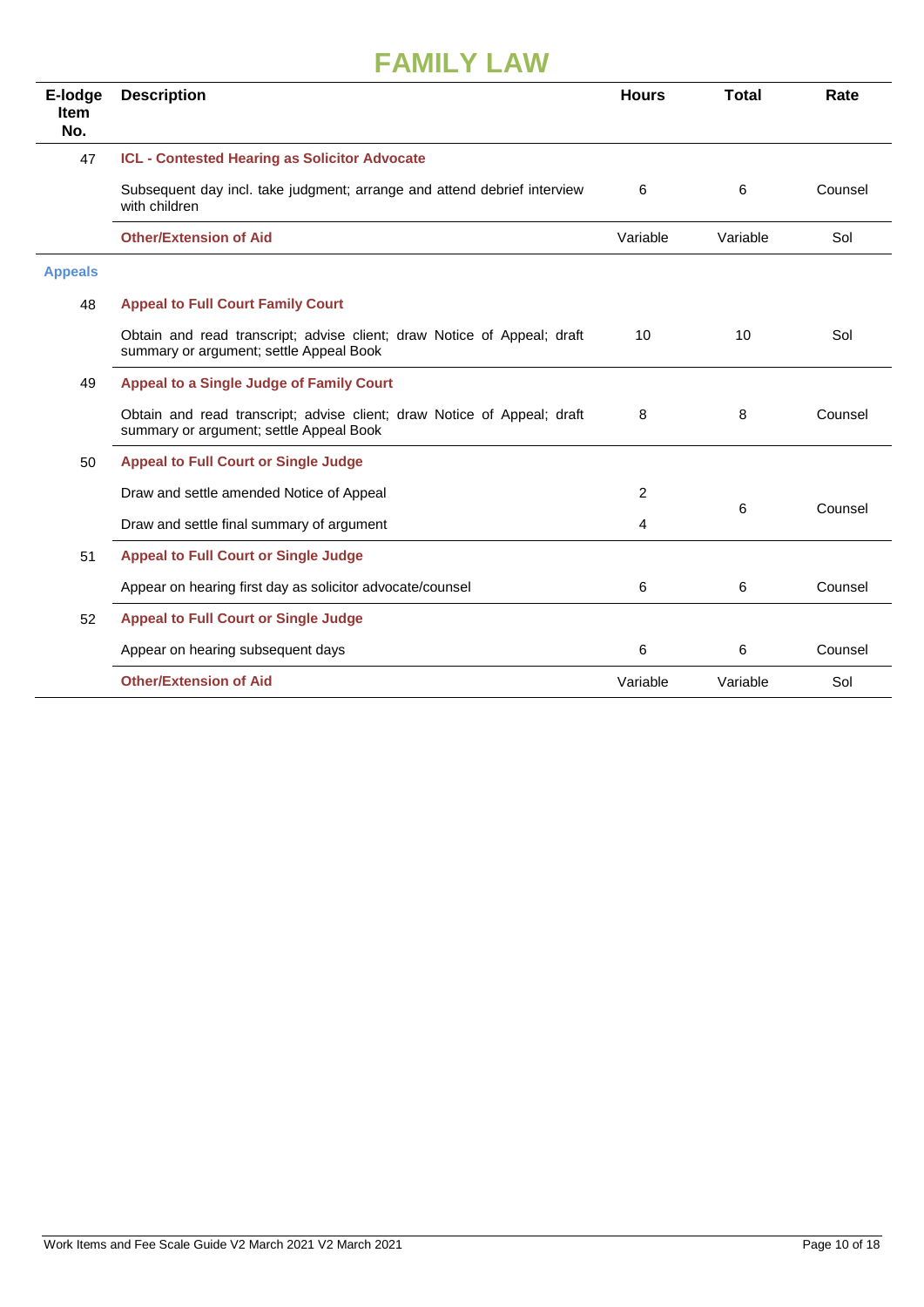# FAMILY LAW

| E-lodge Item No. | Description | Hours | Total | Rate |
|---|---|---|---|---|
| 47 | **ICL - Contested Hearing as Solicitor Advocate** | | | |
| | Subsequent day incl. take judgment; arrange and attend debrief interview with children | 6 | 6 | Counsel |
| | **Other/Extension of Aid** | Variable | Variable | Sol |
| **Appeals** | | | | |
| 48 | **Appeal to Full Court Family Court** | | | |
| | Obtain and read transcript; advise client; draw Notice of Appeal; draft summary or argument; settle Appeal Book | 10 | 10 | Sol |
| 49 | **Appeal to a Single Judge of Family Court** | | | |
| | Obtain and read transcript; advise client; draw Notice of Appeal; draft summary or argument; settle Appeal Book | 8 | 8 | Counsel |
| 50 | **Appeal to Full Court or Single Judge** | | | |
| | Draw and settle amended Notice of Appeal | 2 | 6 | Counsel |
| | Draw and settle final summary of argument | 4 | | |
| 51 | **Appeal to Full Court or Single Judge** | | | |
| | Appear on hearing first day as solicitor advocate/counsel | 6 | 6 | Counsel |
| 52 | **Appeal to Full Court or Single Judge** | | | |
| | Appear on hearing subsequent days | 6 | 6 | Counsel |
| | **Other/Extension of Aid** | Variable | Variable | Sol |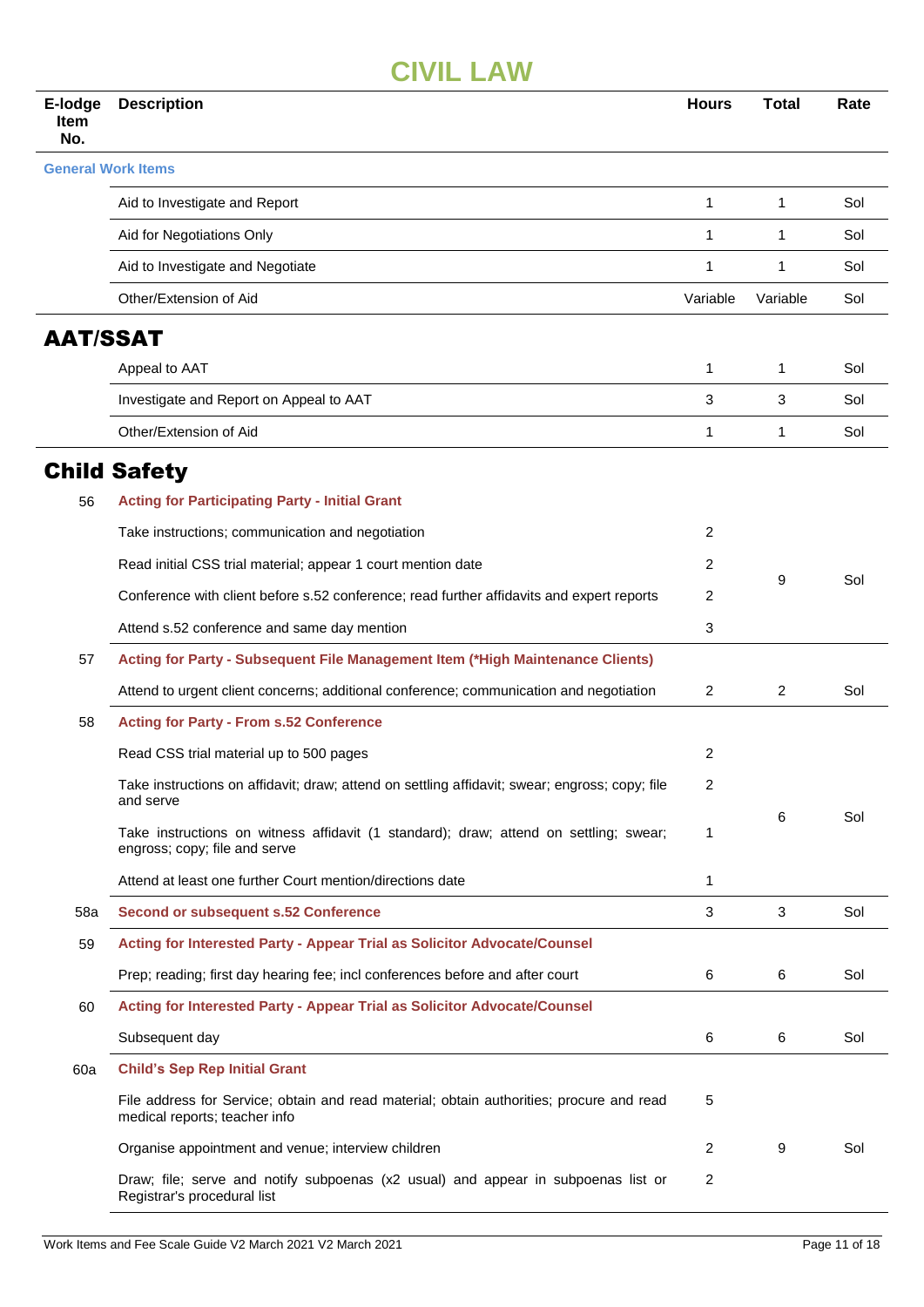# CIVIL LAW

| E-lodge Item No. | Description | Hours | Total | Rate |
|---|---|---|---|---|
| **General Work Items** | | | | |
| | Aid to Investigate and Report | 1 | 1 | Sol |
| | Aid for Negotiations Only | 1 | 1 | Sol |
| | Aid to Investigate and Negotiate | 1 | 1 | Sol |
| | Other/Extension of Aid | Variable | Variable | Sol |

## AAT/SSAT

| E-lodge Item No. | Description | Hours | Total | Rate |
|---|---|---|---|---|
| | Appeal to AAT | 1 | 1 | Sol |
| | Investigate and Report on Appeal to AAT | 3 | 3 | Sol |
| | Other/Extension of Aid | 1 | 1 | Sol |

## Child Safety

| E-lodge Item No. | Description | Hours | Total | Rate |
|---|---|---|---|---|
| 56 | **Acting for Participating Party - Initial Grant** | | | |
| | Take instructions; communication and negotiation | 2 | 9 | Sol |
| | Read initial CSS trial material; appear 1 court mention date | 2 | | |
| | Conference with client before s.52 conference; read further affidavits and expert reports | 2 | | |
| | Attend s.52 conference and same day mention | 3 | | |
| 57 | **Acting for Party - Subsequent File Management Item (*High Maintenance Clients)** | | | |
| | Attend to urgent client concerns; additional conference; communication and negotiation | 2 | 2 | Sol |
| 58 | **Acting for Party - From s.52 Conference** | | | |
| | Read CSS trial material up to 500 pages | 2 | 6 | Sol |
| | Take instructions on affidavit; draw; attend on settling affidavit; swear; engross; copy; file and serve | 2 | | |
| | Take instructions on witness affidavit (1 standard); draw; attend on settling; swear; engross; copy; file and serve | 1 | | |
| | Attend at least one further Court mention/directions date | 1 | | |
| 58a | **Second or subsequent s.52 Conference** | 3 | 3 | Sol |
| 59 | **Acting for Interested Party - Appear Trial as Solicitor Advocate/Counsel** | | | |
| | Prep; reading; first day hearing fee; incl conferences before and after court | 6 | 6 | Sol |
| 60 | **Acting for Interested Party - Appear Trial as Solicitor Advocate/Counsel** | | | |
| | Subsequent day | 6 | 6 | Sol |
| 60a | **Child's Sep Rep Initial Grant** | | | |
| | File address for Service; obtain and read material; obtain authorities; procure and read medical reports; teacher info | 5 | 9 | Sol |
| | Organise appointment and venue; interview children | 2 | | |
| | Draw; file; serve and notify subpoenas (x2 usual) and appear in subpoenas list or Registrar's procedural list | 2 | | |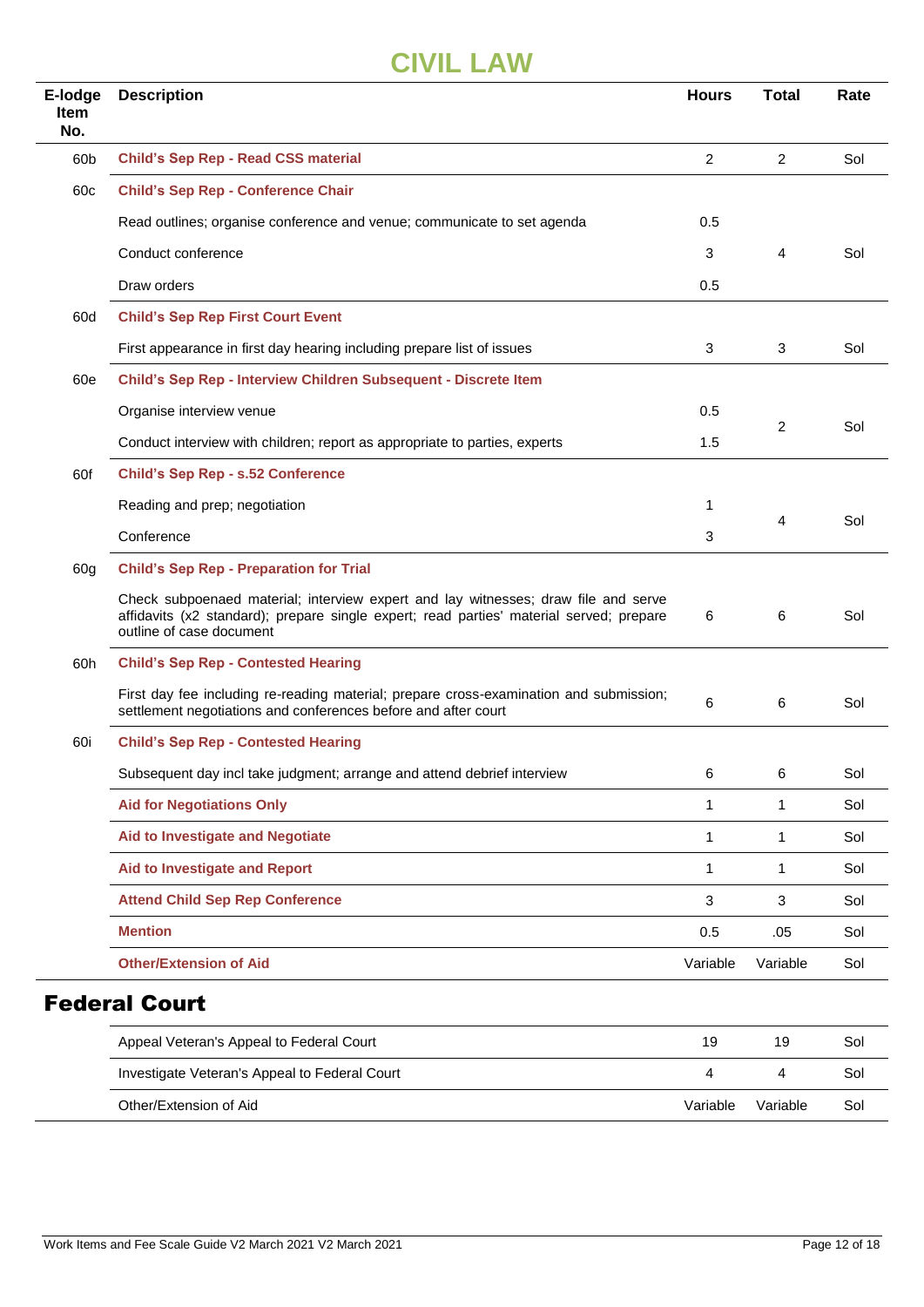# CIVIL LAW

| E-lodge Item No. | Description | Hours | Total | Rate |
|---|---|---|---|---|
| 60b | **Child's Sep Rep - Read CSS material** | 2 | 2 | Sol |
| 60c | **Child's Sep Rep - Conference Chair** | | | |
| | Read outlines; organise conference and venue; communicate to set agenda | 0.5 | | |
| | Conduct conference | 3 | 4 | Sol |
| | Draw orders | 0.5 | | |
| 60d | **Child's Sep Rep First Court Event** | | | |
| | First appearance in first day hearing including prepare list of issues | 3 | 3 | Sol |
| 60e | **Child's Sep Rep - Interview Children Subsequent - Discrete Item** | | | |
| | Organise interview venue | 0.5 | 2 | Sol |
| | Conduct interview with children; report as appropriate to parties, experts | 1.5 | | |
| 60f | **Child's Sep Rep - s.52 Conference** | | | |
| | Reading and prep; negotiation | 1 | 4 | Sol |
| | Conference | 3 | | |
| 60g | **Child's Sep Rep - Preparation for Trial** | | | |
| | Check subpoenaed material; interview expert and lay witnesses; draw file and serve affidavits (x2 standard); prepare single expert; read parties' material served; prepare outline of case document | 6 | 6 | Sol |
| 60h | **Child's Sep Rep - Contested Hearing** | | | |
| | First day fee including re-reading material; prepare cross-examination and submission; settlement negotiations and conferences before and after court | 6 | 6 | Sol |
| 60i | **Child's Sep Rep - Contested Hearing** | | | |
| | Subsequent day incl take judgment; arrange and attend debrief interview | 6 | 6 | Sol |
| | **Aid for Negotiations Only** | 1 | 1 | Sol |
| | **Aid to Investigate and Negotiate** | 1 | 1 | Sol |
| | **Aid to Investigate and Report** | 1 | 1 | Sol |
| | **Attend Child Sep Rep Conference** | 3 | 3 | Sol |
| | **Mention** | 0.5 | .05 | Sol |
| | **Other/Extension of Aid** | Variable | Variable | Sol |

## Federal Court

| E-lodge Item No. | Description | Hours | Total | Rate |
|---|---|---|---|---|
| | Appeal Veteran's Appeal to Federal Court | 19 | 19 | Sol |
| | Investigate Veteran's Appeal to Federal Court | 4 | 4 | Sol |
| | Other/Extension of Aid | Variable | Variable | Sol |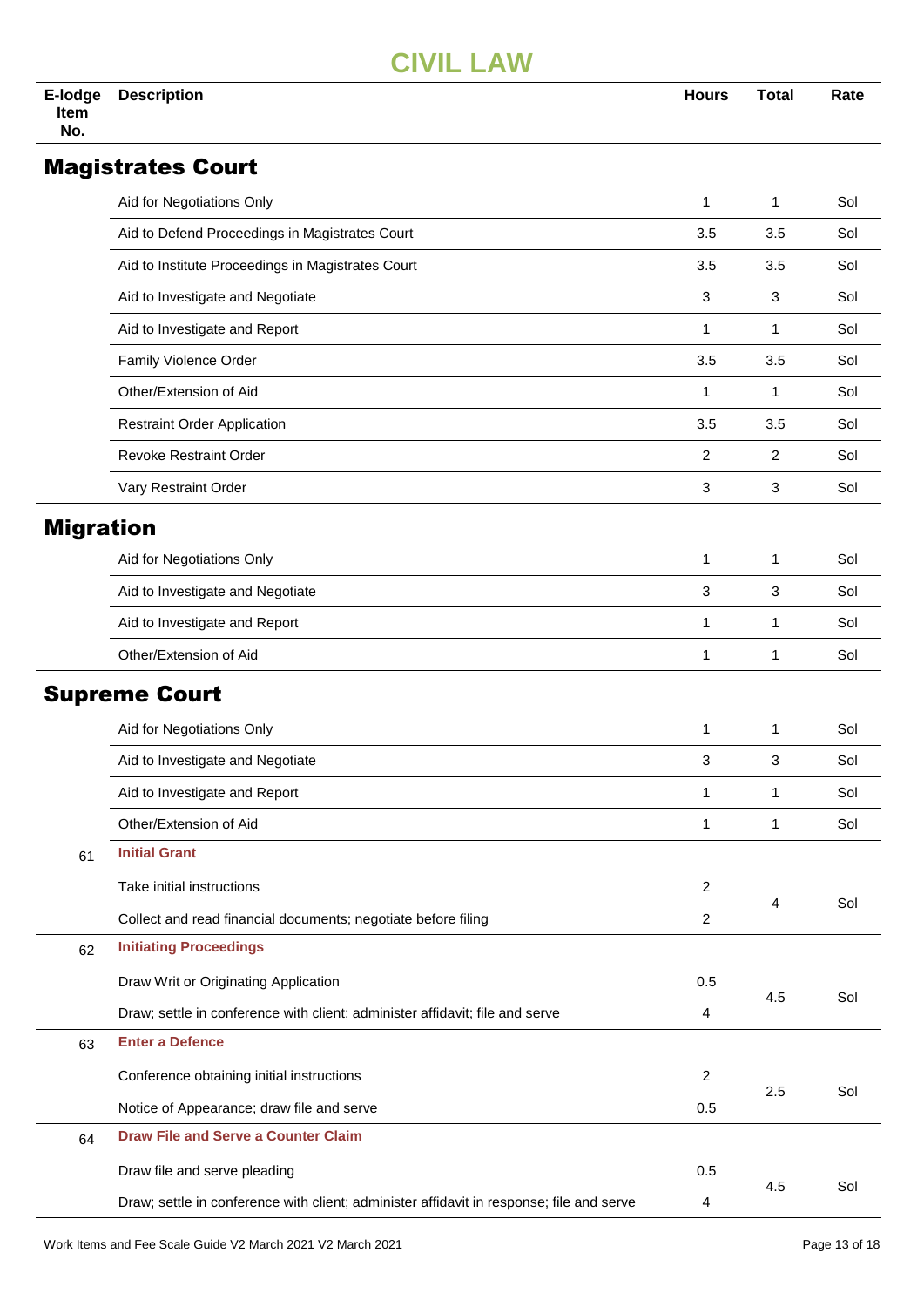# CIVIL LAW

| E-lodge Item No. | Description | Hours | Total | Rate |
|---|---|---|---|---|

## Magistrates Court

| E-lodge Item No. | Description | Hours | Total | Rate |
|---|---|---|---|---|
| | Aid for Negotiations Only | 1 | 1 | Sol |
| | Aid to Defend Proceedings in Magistrates Court | 3.5 | 3.5 | Sol |
| | Aid to Institute Proceedings in Magistrates Court | 3.5 | 3.5 | Sol |
| | Aid to Investigate and Negotiate | 3 | 3 | Sol |
| | Aid to Investigate and Report | 1 | 1 | Sol |
| | Family Violence Order | 3.5 | 3.5 | Sol |
| | Other/Extension of Aid | 1 | 1 | Sol |
| | Restraint Order Application | 3.5 | 3.5 | Sol |
| | Revoke Restraint Order | 2 | 2 | Sol |
| | Vary Restraint Order | 3 | 3 | Sol |

## Migration

| E-lodge Item No. | Description | Hours | Total | Rate |
|---|---|---|---|---|
| | Aid for Negotiations Only | 1 | 1 | Sol |
| | Aid to Investigate and Negotiate | 3 | 3 | Sol |
| | Aid to Investigate and Report | 1 | 1 | Sol |
| | Other/Extension of Aid | 1 | 1 | Sol |

## Supreme Court

| E-lodge Item No. | Description | Hours | Total | Rate |
|---|---|---|---|---|
| | Aid for Negotiations Only | 1 | 1 | Sol |
| | Aid to Investigate and Negotiate | 3 | 3 | Sol |
| | Aid to Investigate and Report | 1 | 1 | Sol |
| | Other/Extension of Aid | 1 | 1 | Sol |
| 61 | **Initial Grant** | | | |
| | Take initial instructions | 2 | 4 | Sol |
| | Collect and read financial documents; negotiate before filing | 2 | | |
| 62 | **Initiating Proceedings** | | | |
| | Draw Writ or Originating Application | 0.5 | 4.5 | Sol |
| | Draw; settle in conference with client; administer affidavit; file and serve | 4 | | |
| 63 | **Enter a Defence** | | | |
| | Conference obtaining initial instructions | 2 | 2.5 | Sol |
| | Notice of Appearance; draw file and serve | 0.5 | | |
| 64 | **Draw File and Serve a Counter Claim** | | | |
| | Draw file and serve pleading | 0.5 | 4.5 | Sol |
| | Draw; settle in conference with client; administer affidavit in response; file and serve | 4 | | |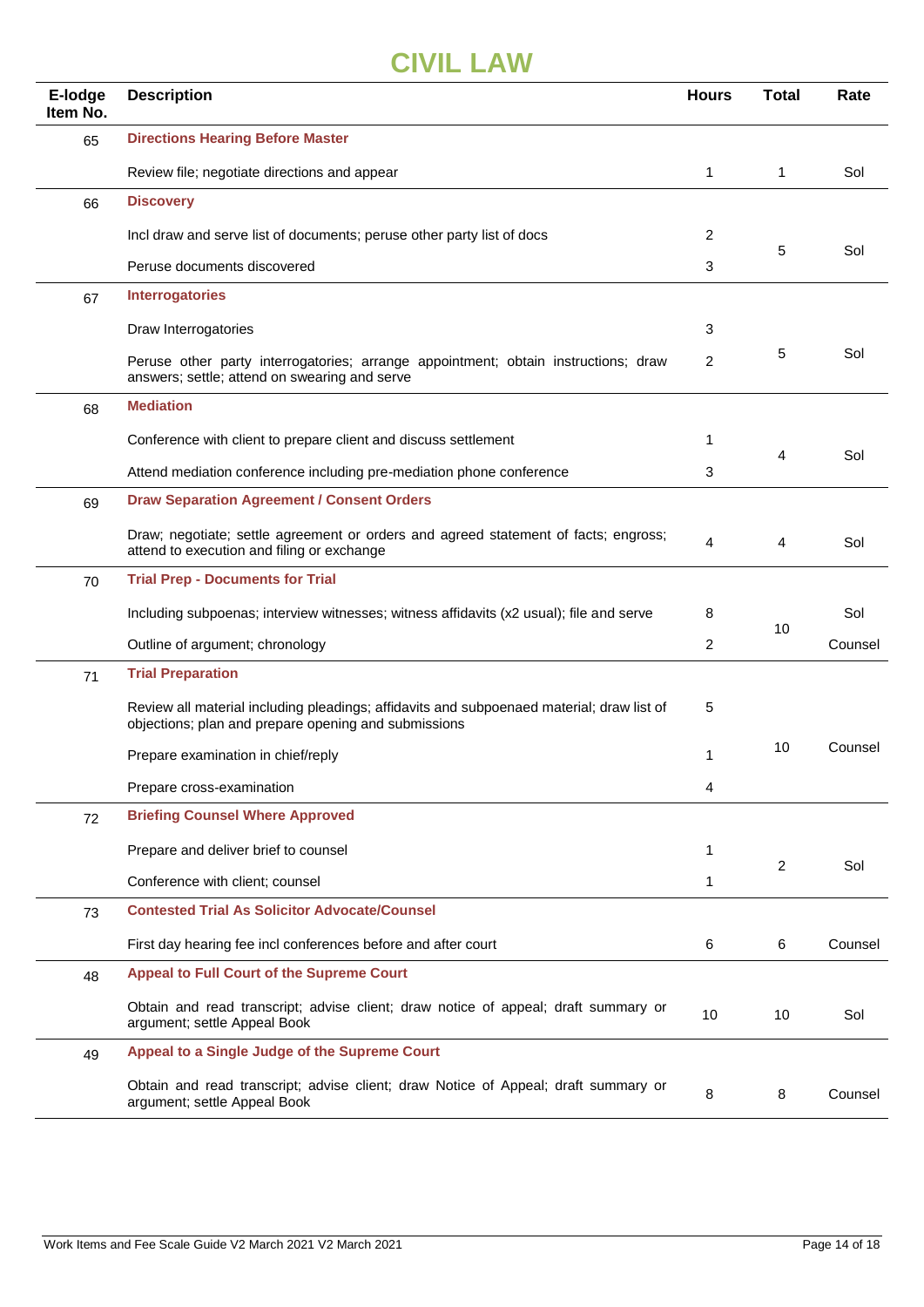# CIVIL LAW

| E-lodge Item No. | Description | Hours | Total | Rate |
|---|---|---|---|---|
| 65 | **Directions Hearing Before Master** | | | |
| | Review file; negotiate directions and appear | 1 | 1 | Sol |
| 66 | **Discovery** | | | |
| | Incl draw and serve list of documents; peruse other party list of docs | 2 | 5 | Sol |
| | Peruse documents discovered | 3 | | |
| 67 | **Interrogatories** | | | |
| | Draw Interrogatories | 3 | 5 | Sol |
| | Peruse other party interrogatories; arrange appointment; obtain instructions; draw answers; settle; attend on swearing and serve | 2 | | |
| 68 | **Mediation** | | | |
| | Conference with client to prepare client and discuss settlement | 1 | 4 | Sol |
| | Attend mediation conference including pre-mediation phone conference | 3 | | |
| 69 | **Draw Separation Agreement / Consent Orders** | | | |
| | Draw; negotiate; settle agreement or orders and agreed statement of facts; engross; attend to execution and filing or exchange | 4 | 4 | Sol |
| 70 | **Trial Prep - Documents for Trial** | | | |
| | Including subpoenas; interview witnesses; witness affidavits (x2 usual); file and serve | 8 | 10 | Sol |
| | Outline of argument; chronology | 2 | | Counsel |
| 71 | **Trial Preparation** | | | |
| | Review all material including pleadings; affidavits and subpoenaed material; draw list of objections; plan and prepare opening and submissions | 5 | 10 | Counsel |
| | Prepare examination in chief/reply | 1 | | |
| | Prepare cross-examination | 4 | | |
| 72 | **Briefing Counsel Where Approved** | | | |
| | Prepare and deliver brief to counsel | 1 | 2 | Sol |
| | Conference with client; counsel | 1 | | |
| 73 | **Contested Trial As Solicitor Advocate/Counsel** | | | |
| | First day hearing fee incl conferences before and after court | 6 | 6 | Counsel |
| 48 | **Appeal to Full Court of the Supreme Court** | | | |
| | Obtain and read transcript; advise client; draw notice of appeal; draft summary or argument; settle Appeal Book | 10 | 10 | Sol |
| 49 | **Appeal to a Single Judge of the Supreme Court** | | | |
| | Obtain and read transcript; advise client; draw Notice of Appeal; draft summary or argument; settle Appeal Book | 8 | 8 | Counsel |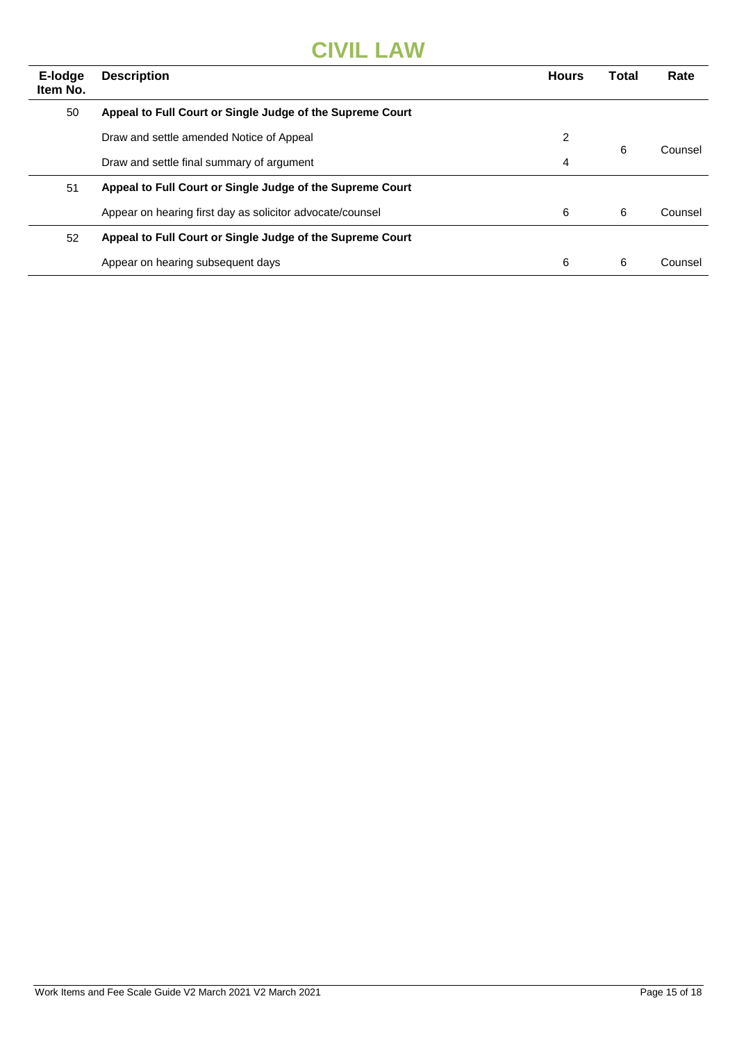# CIVIL LAW

| E-lodge Item No. | Description | Hours | Total | Rate |
|---|---|---|---|---|
| 50 | **Appeal to Full Court or Single Judge of the Supreme Court** | | | |
| | Draw and settle amended Notice of Appeal | 2 | 6 | Counsel |
| | Draw and settle final summary of argument | 4 | | |
| 51 | **Appeal to Full Court or Single Judge of the Supreme Court** | | | |
| | Appear on hearing first day as solicitor advocate/counsel | 6 | 6 | Counsel |
| 52 | **Appeal to Full Court or Single Judge of the Supreme Court** | | | |
| | Appear on hearing subsequent days | 6 | 6 | Counsel |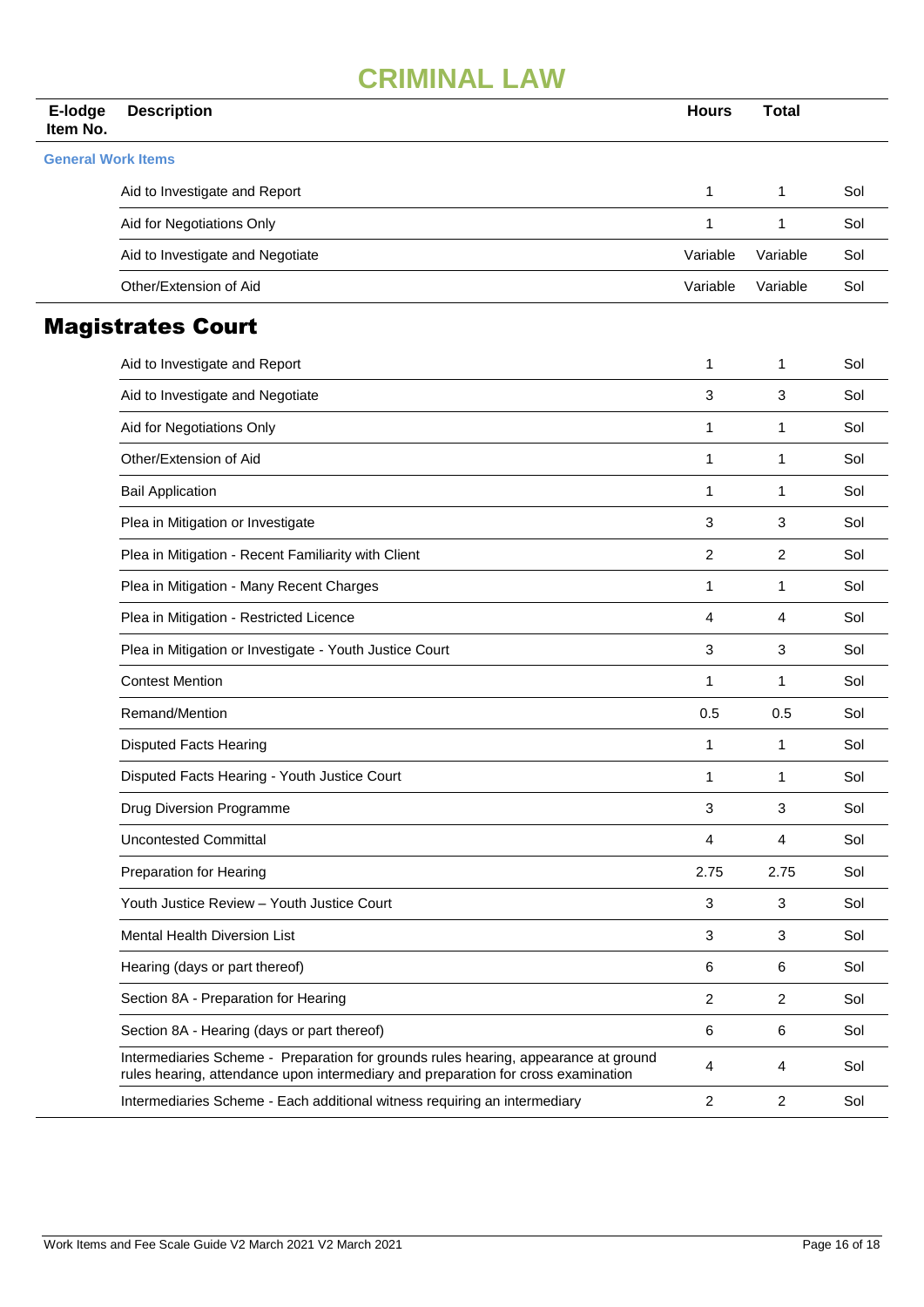# CRIMINAL LAW

| E-lodge Item No. | Description | Hours | Total | |
|---|---|---|---|---|
| **General Work Items** | | | | |
| | Aid to Investigate and Report | 1 | 1 | Sol |
| | Aid for Negotiations Only | 1 | 1 | Sol |
| | Aid to Investigate and Negotiate | Variable | Variable | Sol |
| | Other/Extension of Aid | Variable | Variable | Sol |

## Magistrates Court

| E-lodge Item No. | Description | Hours | Total | |
|---|---|---|---|---|
| | Aid to Investigate and Report | 1 | 1 | Sol |
| | Aid to Investigate and Negotiate | 3 | 3 | Sol |
| | Aid for Negotiations Only | 1 | 1 | Sol |
| | Other/Extension of Aid | 1 | 1 | Sol |
| | Bail Application | 1 | 1 | Sol |
| | Plea in Mitigation or Investigate | 3 | 3 | Sol |
| | Plea in Mitigation - Recent Familiarity with Client | 2 | 2 | Sol |
| | Plea in Mitigation - Many Recent Charges | 1 | 1 | Sol |
| | Plea in Mitigation - Restricted Licence | 4 | 4 | Sol |
| | Plea in Mitigation or Investigate - Youth Justice Court | 3 | 3 | Sol |
| | Contest Mention | 1 | 1 | Sol |
| | Remand/Mention | 0.5 | 0.5 | Sol |
| | Disputed Facts Hearing | 1 | 1 | Sol |
| | Disputed Facts Hearing - Youth Justice Court | 1 | 1 | Sol |
| | Drug Diversion Programme | 3 | 3 | Sol |
| | Uncontested Committal | 4 | 4 | Sol |
| | Preparation for Hearing | 2.75 | 2.75 | Sol |
| | Youth Justice Review – Youth Justice Court | 3 | 3 | Sol |
| | Mental Health Diversion List | 3 | 3 | Sol |
| | Hearing (days or part thereof) | 6 | 6 | Sol |
| | Section 8A - Preparation for Hearing | 2 | 2 | Sol |
| | Section 8A - Hearing (days or part thereof) | 6 | 6 | Sol |
| | Intermediaries Scheme - Preparation for grounds rules hearing, appearance at ground rules hearing, attendance upon intermediary and preparation for cross examination | 4 | 4 | Sol |
| | Intermediaries Scheme - Each additional witness requiring an intermediary | 2 | 2 | Sol |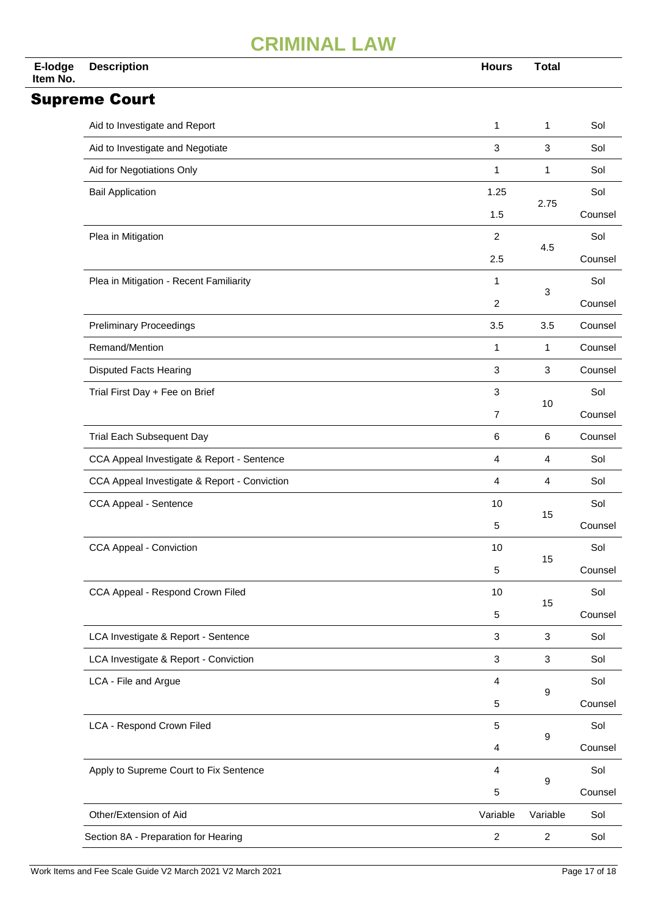# CRIMINAL LAW

| E-lodge Item No. | Description | Hours | Total | |
|---|---|---|---|---|

## Supreme Court

| E-lodge Item No. | Description | Hours | Total | |
|---|---|---|---|---|
| | Aid to Investigate and Report | 1 | 1 | Sol |
| | Aid to Investigate and Negotiate | 3 | 3 | Sol |
| | Aid for Negotiations Only | 1 | 1 | Sol |
| | Bail Application | 1.25 | 2.75 | Sol |
| | | 1.5 | | Counsel |
| | Plea in Mitigation | 2 | 4.5 | Sol |
| | | 2.5 | | Counsel |
| | Plea in Mitigation - Recent Familiarity | 1 | 3 | Sol |
| | | 2 | | Counsel |
| | Preliminary Proceedings | 3.5 | 3.5 | Counsel |
| | Remand/Mention | 1 | 1 | Counsel |
| | Disputed Facts Hearing | 3 | 3 | Counsel |
| | Trial First Day + Fee on Brief | 3 | 10 | Sol |
| | | 7 | | Counsel |
| | Trial Each Subsequent Day | 6 | 6 | Counsel |
| | CCA Appeal Investigate & Report - Sentence | 4 | 4 | Sol |
| | CCA Appeal Investigate & Report - Conviction | 4 | 4 | Sol |
| | CCA Appeal - Sentence | 10 | 15 | Sol |
| | | 5 | | Counsel |
| | CCA Appeal - Conviction | 10 | 15 | Sol |
| | | 5 | | Counsel |
| | CCA Appeal - Respond Crown Filed | 10 | 15 | Sol |
| | | 5 | | Counsel |
| | LCA Investigate & Report - Sentence | 3 | 3 | Sol |
| | LCA Investigate & Report - Conviction | 3 | 3 | Sol |
| | LCA - File and Argue | 4 | 9 | Sol |
| | | 5 | | Counsel |
| | LCA - Respond Crown Filed | 5 | 9 | Sol |
| | | 4 | | Counsel |
| | Apply to Supreme Court to Fix Sentence | 4 | 9 | Sol |
| | | 5 | | Counsel |
| | Other/Extension of Aid | Variable | Variable | Sol |
| | Section 8A - Preparation for Hearing | 2 | 2 | Sol |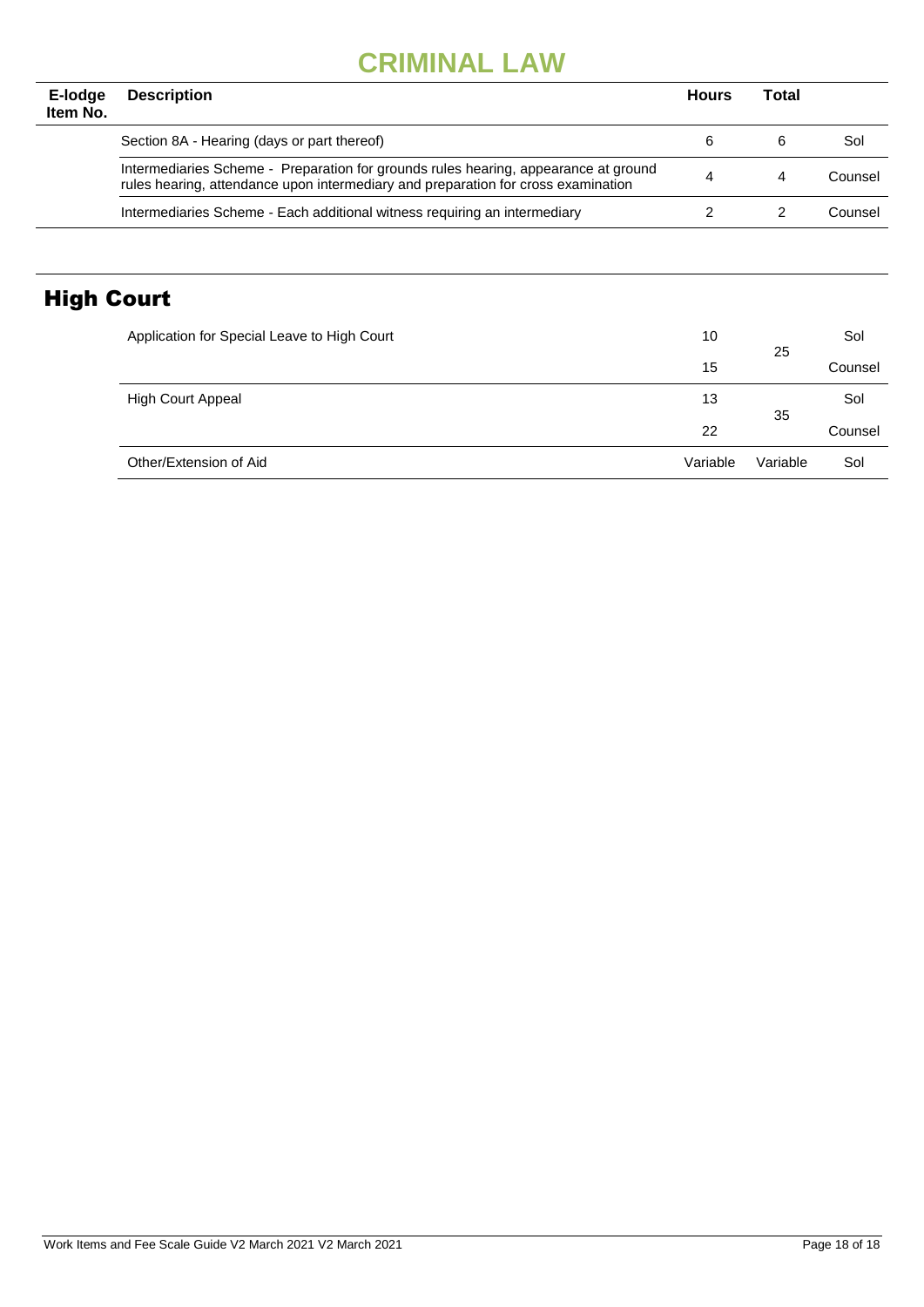# CRIMINAL LAW

| E-lodge Item No. | Description | Hours | Total | |
|---|---|---|---|---|
| | Section 8A - Hearing (days or part thereof) | 6 | 6 | Sol |
| | Intermediaries Scheme - Preparation for grounds rules hearing, appearance at ground rules hearing, attendance upon intermediary and preparation for cross examination | 4 | 4 | Counsel |
| | Intermediaries Scheme - Each additional witness requiring an intermediary | 2 | 2 | Counsel |

## High Court

| | | | |
|---|---|---|---|
| Application for Special Leave to High Court | 10 | 25 | Sol |
| | 15 | | Counsel |
| High Court Appeal | 13 | 35 | Sol |
| | 22 | | Counsel |
| Other/Extension of Aid | Variable | Variable | Sol |